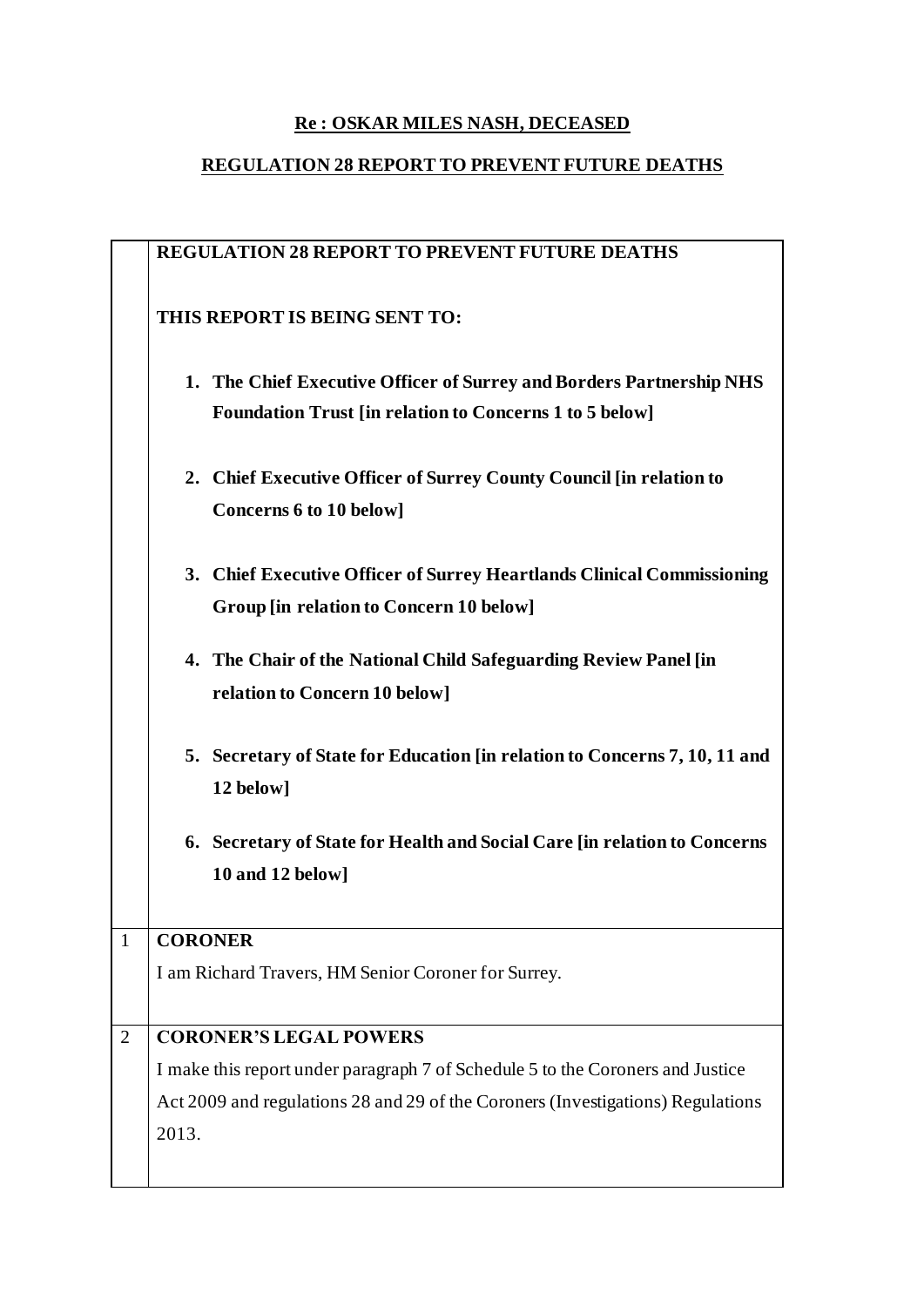**Re : OSKAR MILES NASH, DECEASED**

**REGULATION 28 REPORT TO PREVENT FUTURE DEATHS**

| | **REGULATION 28 REPORT TO PREVENT FUTURE DEATHS**<br><br>**THIS REPORT IS BEING SENT TO:**<br><br>1. **The Chief Executive Officer of Surrey and Borders Partnership NHS Foundation Trust [in relation to Concerns 1 to 5 below]**<br>2. **Chief Executive Officer of Surrey County Council [in relation to Concerns 6 to 10 below]**<br>3. **Chief Executive Officer of Surrey Heartlands Clinical Commissioning Group [in relation to Concern 10 below]**<br>4. **The Chair of the National Child Safeguarding Review Panel [in relation to Concern 10 below]**<br>5. **Secretary of State for Education [in relation to Concerns 7, 10, 11 and 12 below]**<br>6. **Secretary of State for Health and Social Care [in relation to Concerns 10 and 12 below]** |
|---|---|
| 1 | **CORONER**<br>I am Richard Travers, HM Senior Coroner for Surrey. |
| 2 | **CORONER'S LEGAL POWERS**<br>I make this report under paragraph 7 of Schedule 5 to the Coroners and Justice Act 2009 and regulations 28 and 29 of the Coroners (Investigations) Regulations 2013. |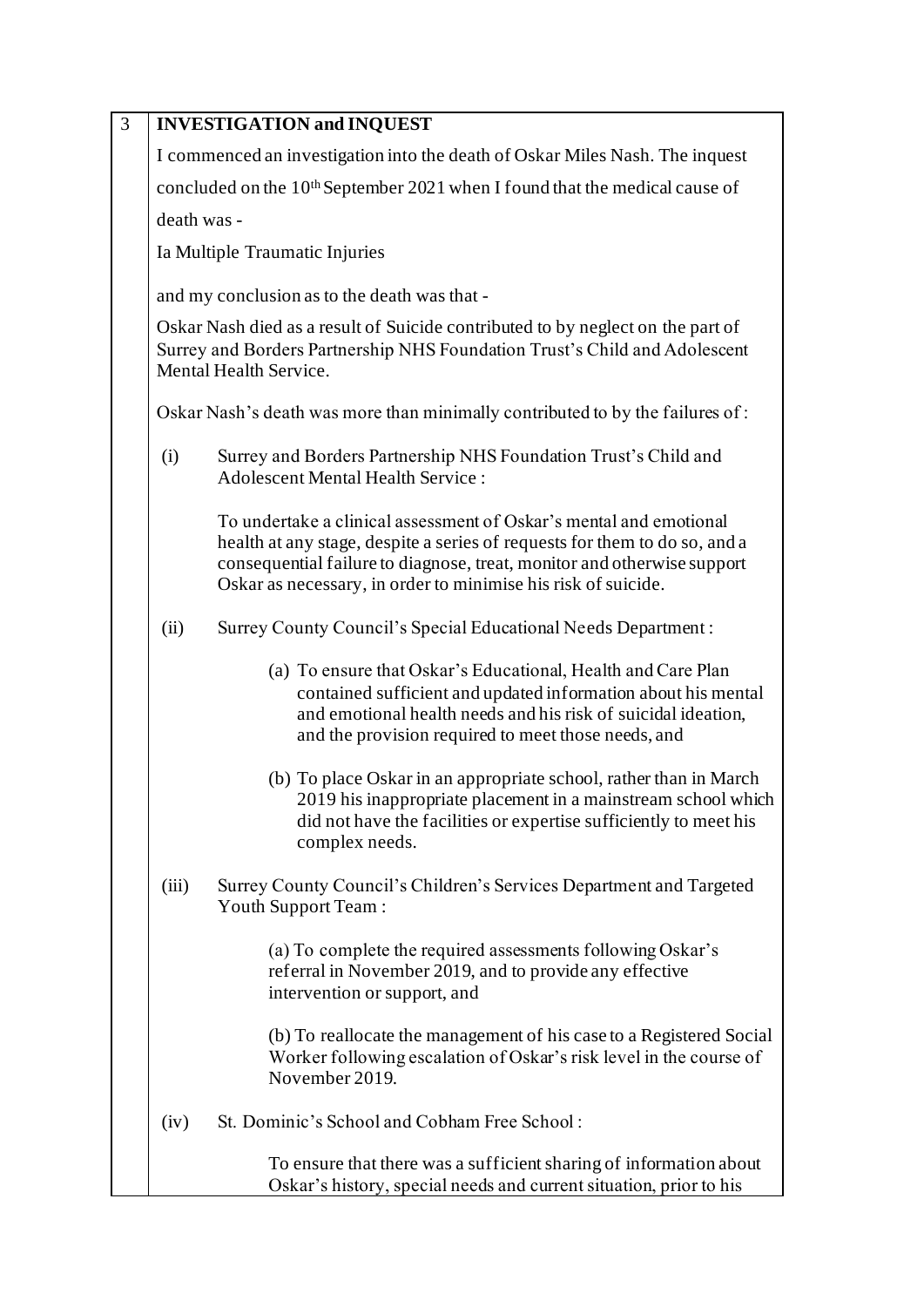## 3 INVESTIGATION and INQUEST

I commenced an investigation into the death of Oskar Miles Nash. The inquest concluded on the 10th September 2021 when I found that the medical cause of death was -

Ia Multiple Traumatic Injuries

and my conclusion as to the death was that -

Oskar Nash died as a result of Suicide contributed to by neglect on the part of Surrey and Borders Partnership NHS Foundation Trust's Child and Adolescent Mental Health Service.

Oskar Nash's death was more than minimally contributed to by the failures of :

(i) Surrey and Borders Partnership NHS Foundation Trust's Child and Adolescent Mental Health Service :

To undertake a clinical assessment of Oskar's mental and emotional health at any stage, despite a series of requests for them to do so, and a consequential failure to diagnose, treat, monitor and otherwise support Oskar as necessary, in order to minimise his risk of suicide.

(ii) Surrey County Council's Special Educational Needs Department :

(a) To ensure that Oskar's Educational, Health and Care Plan contained sufficient and updated information about his mental and emotional health needs and his risk of suicidal ideation, and the provision required to meet those needs, and

(b) To place Oskar in an appropriate school, rather than in March 2019 his inappropriate placement in a mainstream school which did not have the facilities or expertise sufficiently to meet his complex needs.

(iii) Surrey County Council's Children's Services Department and Targeted Youth Support Team :

(a) To complete the required assessments following Oskar's referral in November 2019, and to provide any effective intervention or support, and

(b) To reallocate the management of his case to a Registered Social Worker following escalation of Oskar's risk level in the course of November 2019.

(iv) St. Dominic's School and Cobham Free School :

To ensure that there was a sufficient sharing of information about Oskar's history, special needs and current situation, prior to his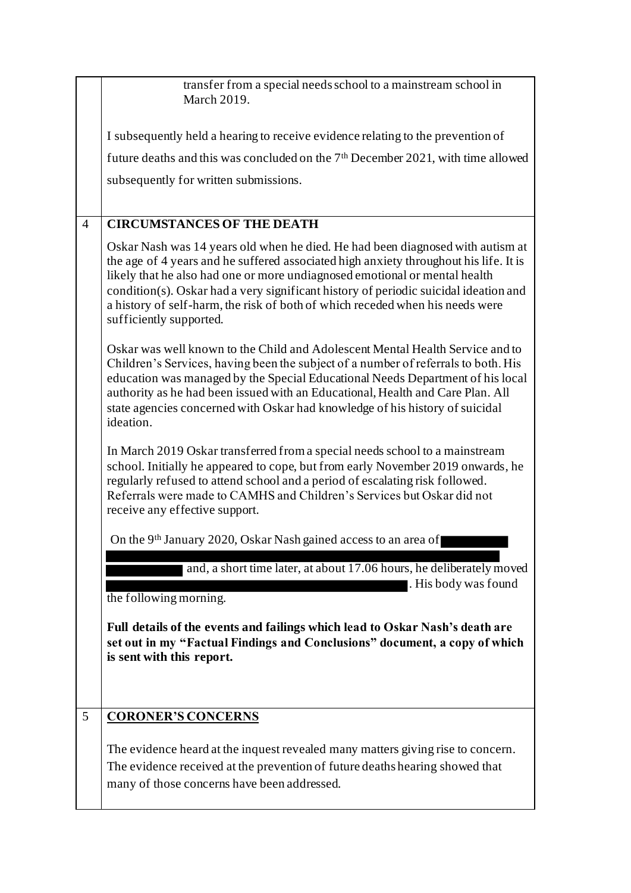transfer from a special needs school to a mainstream school in March 2019.

I subsequently held a hearing to receive evidence relating to the prevention of future deaths and this was concluded on the 7th December 2021, with time allowed subsequently for written submissions.

## 4 CIRCUMSTANCES OF THE DEATH

Oskar Nash was 14 years old when he died. He had been diagnosed with autism at the age of 4 years and he suffered associated high anxiety throughout his life. It is likely that he also had one or more undiagnosed emotional or mental health condition(s). Oskar had a very significant history of periodic suicidal ideation and a history of self-harm, the risk of both of which receded when his needs were sufficiently supported.

Oskar was well known to the Child and Adolescent Mental Health Service and to Children's Services, having been the subject of a number of referrals to both. His education was managed by the Special Educational Needs Department of his local authority as he had been issued with an Educational, Health and Care Plan. All state agencies concerned with Oskar had knowledge of his history of suicidal ideation.

In March 2019 Oskar transferred from a special needs school to a mainstream school. Initially he appeared to cope, but from early November 2019 onwards, he regularly refused to attend school and a period of escalating risk followed. Referrals were made to CAMHS and Children's Services but Oskar did not receive any effective support.

On the 9th January 2020, Oskar Nash gained access to an area of [REDACTED] and, a short time later, at about 17.06 hours, he deliberately moved [REDACTED]. His body was found the following morning.

**Full details of the events and failings which lead to Oskar Nash's death are set out in my "Factual Findings and Conclusions" document, a copy of which is sent with this report.**

## 5 CORONER'S CONCERNS

The evidence heard at the inquest revealed many matters giving rise to concern. The evidence received at the prevention of future deaths hearing showed that many of those concerns have been addressed.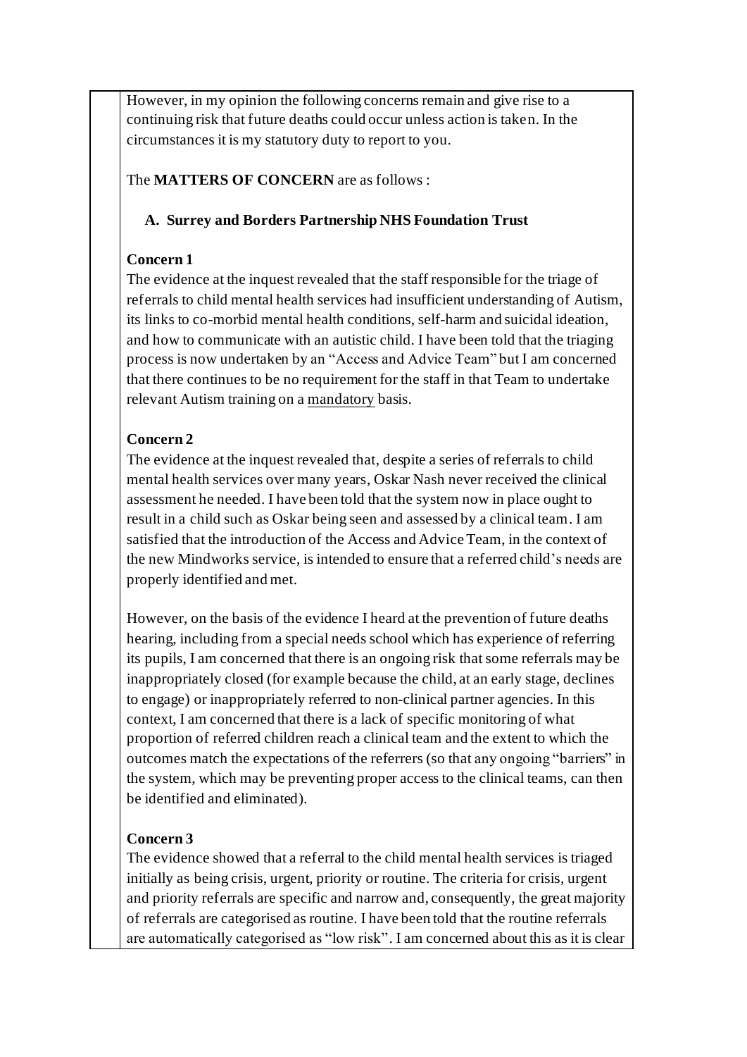However, in my opinion the following concerns remain and give rise to a continuing risk that future deaths could occur unless action is taken. In the circumstances it is my statutory duty to report to you.

The **MATTERS OF CONCERN** are as follows :

**A. Surrey and Borders Partnership NHS Foundation Trust**

**Concern 1**

The evidence at the inquest revealed that the staff responsible for the triage of referrals to child mental health services had insufficient understanding of Autism, its links to co-morbid mental health conditions, self-harm and suicidal ideation, and how to communicate with an autistic child. I have been told that the triaging process is now undertaken by an "Access and Advice Team" but I am concerned that there continues to be no requirement for the staff in that Team to undertake relevant Autism training on a mandatory basis.

**Concern 2**

The evidence at the inquest revealed that, despite a series of referrals to child mental health services over many years, Oskar Nash never received the clinical assessment he needed. I have been told that the system now in place ought to result in a child such as Oskar being seen and assessed by a clinical team. I am satisfied that the introduction of the Access and Advice Team, in the context of the new Mindworks service, is intended to ensure that a referred child's needs are properly identified and met.

However, on the basis of the evidence I heard at the prevention of future deaths hearing, including from a special needs school which has experience of referring its pupils, I am concerned that there is an ongoing risk that some referrals may be inappropriately closed (for example because the child, at an early stage, declines to engage) or inappropriately referred to non-clinical partner agencies. In this context, I am concerned that there is a lack of specific monitoring of what proportion of referred children reach a clinical team and the extent to which the outcomes match the expectations of the referrers (so that any ongoing "barriers" in the system, which may be preventing proper access to the clinical teams, can then be identified and eliminated).

**Concern 3**

The evidence showed that a referral to the child mental health services is triaged initially as being crisis, urgent, priority or routine. The criteria for crisis, urgent and priority referrals are specific and narrow and, consequently, the great majority of referrals are categorised as routine. I have been told that the routine referrals are automatically categorised as "low risk". I am concerned about this as it is clear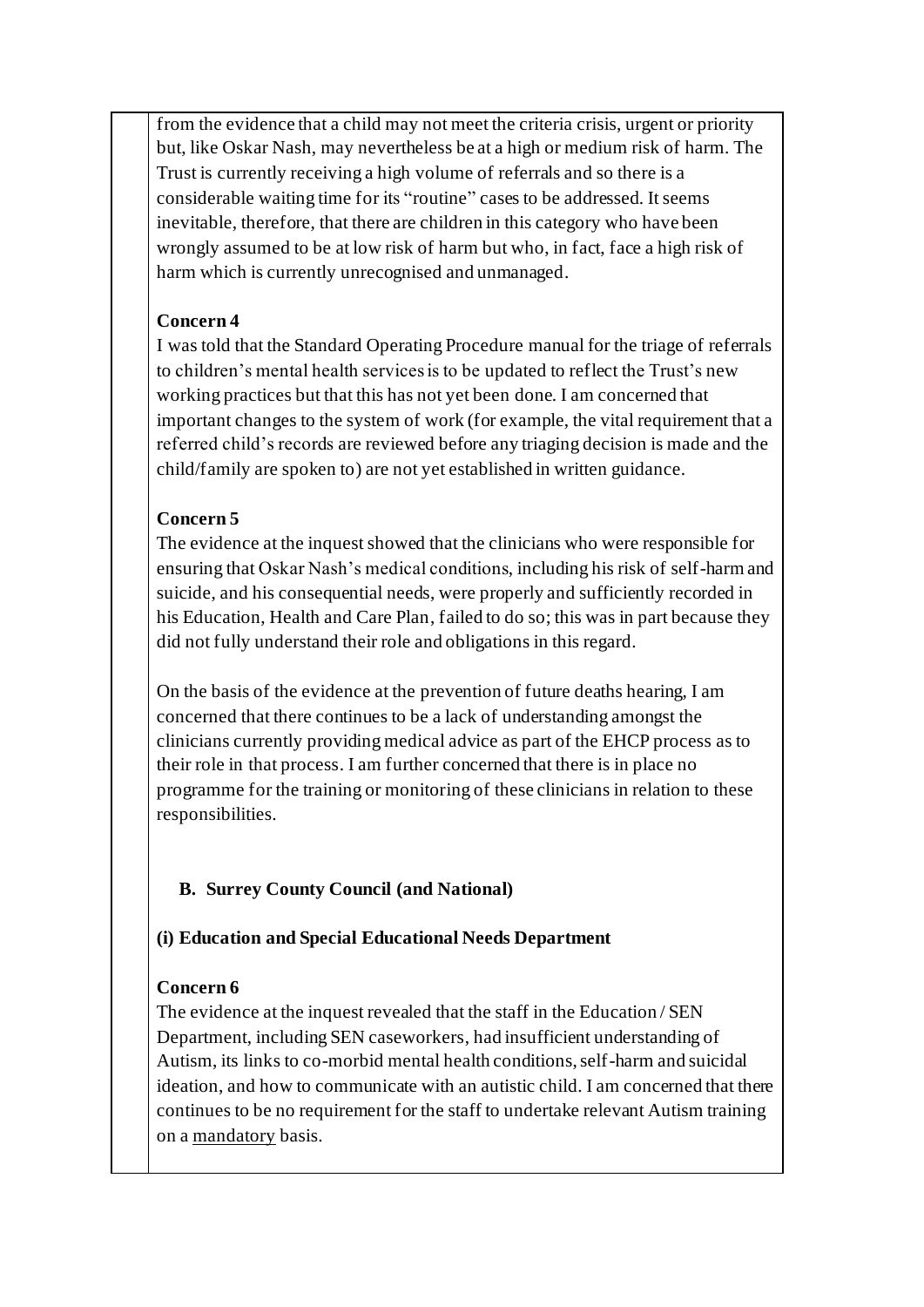from the evidence that a child may not meet the criteria crisis, urgent or priority but, like Oskar Nash, may nevertheless be at a high or medium risk of harm. The Trust is currently receiving a high volume of referrals and so there is a considerable waiting time for its "routine" cases to be addressed. It seems inevitable, therefore, that there are children in this category who have been wrongly assumed to be at low risk of harm but who, in fact, face a high risk of harm which is currently unrecognised and unmanaged.

**Concern 4**

I was told that the Standard Operating Procedure manual for the triage of referrals to children's mental health services is to be updated to reflect the Trust's new working practices but that this has not yet been done. I am concerned that important changes to the system of work (for example, the vital requirement that a referred child's records are reviewed before any triaging decision is made and the child/family are spoken to) are not yet established in written guidance.

**Concern 5**

The evidence at the inquest showed that the clinicians who were responsible for ensuring that Oskar Nash's medical conditions, including his risk of self-harm and suicide, and his consequential needs, were properly and sufficiently recorded in his Education, Health and Care Plan, failed to do so; this was in part because they did not fully understand their role and obligations in this regard.

On the basis of the evidence at the prevention of future deaths hearing, I am concerned that there continues to be a lack of understanding amongst the clinicians currently providing medical advice as part of the EHCP process as to their role in that process. I am further concerned that there is in place no programme for the training or monitoring of these clinicians in relation to these responsibilities.

**B. Surrey County Council (and National)**

**(i) Education and Special Educational Needs Department**

**Concern 6**

The evidence at the inquest revealed that the staff in the Education / SEN Department, including SEN caseworkers, had insufficient understanding of Autism, its links to co-morbid mental health conditions, self-harm and suicidal ideation, and how to communicate with an autistic child. I am concerned that there continues to be no requirement for the staff to undertake relevant Autism training on a <u>mandatory</u> basis.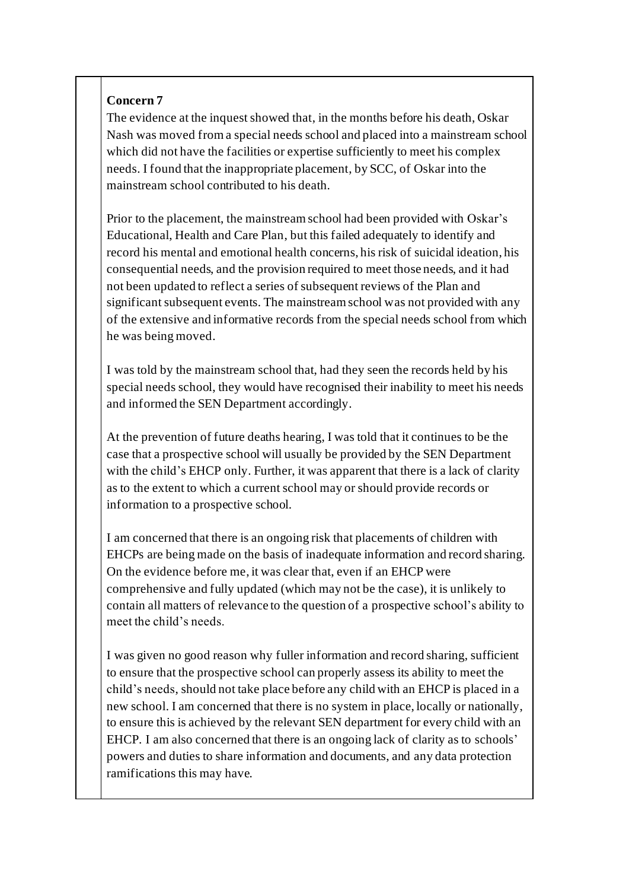**Concern 7**

The evidence at the inquest showed that, in the months before his death, Oskar Nash was moved from a special needs school and placed into a mainstream school which did not have the facilities or expertise sufficiently to meet his complex needs. I found that the inappropriate placement, by SCC, of Oskar into the mainstream school contributed to his death.

Prior to the placement, the mainstream school had been provided with Oskar's Educational, Health and Care Plan, but this failed adequately to identify and record his mental and emotional health concerns, his risk of suicidal ideation, his consequential needs, and the provision required to meet those needs, and it had not been updated to reflect a series of subsequent reviews of the Plan and significant subsequent events. The mainstream school was not provided with any of the extensive and informative records from the special needs school from which he was being moved.

I was told by the mainstream school that, had they seen the records held by his special needs school, they would have recognised their inability to meet his needs and informed the SEN Department accordingly.

At the prevention of future deaths hearing, I was told that it continues to be the case that a prospective school will usually be provided by the SEN Department with the child's EHCP only. Further, it was apparent that there is a lack of clarity as to the extent to which a current school may or should provide records or information to a prospective school.

I am concerned that there is an ongoing risk that placements of children with EHCPs are being made on the basis of inadequate information and record sharing. On the evidence before me, it was clear that, even if an EHCP were comprehensive and fully updated (which may not be the case), it is unlikely to contain all matters of relevance to the question of a prospective school's ability to meet the child's needs.

I was given no good reason why fuller information and record sharing, sufficient to ensure that the prospective school can properly assess its ability to meet the child's needs, should not take place before any child with an EHCP is placed in a new school. I am concerned that there is no system in place, locally or nationally, to ensure this is achieved by the relevant SEN department for every child with an EHCP. I am also concerned that there is an ongoing lack of clarity as to schools' powers and duties to share information and documents, and any data protection ramifications this may have.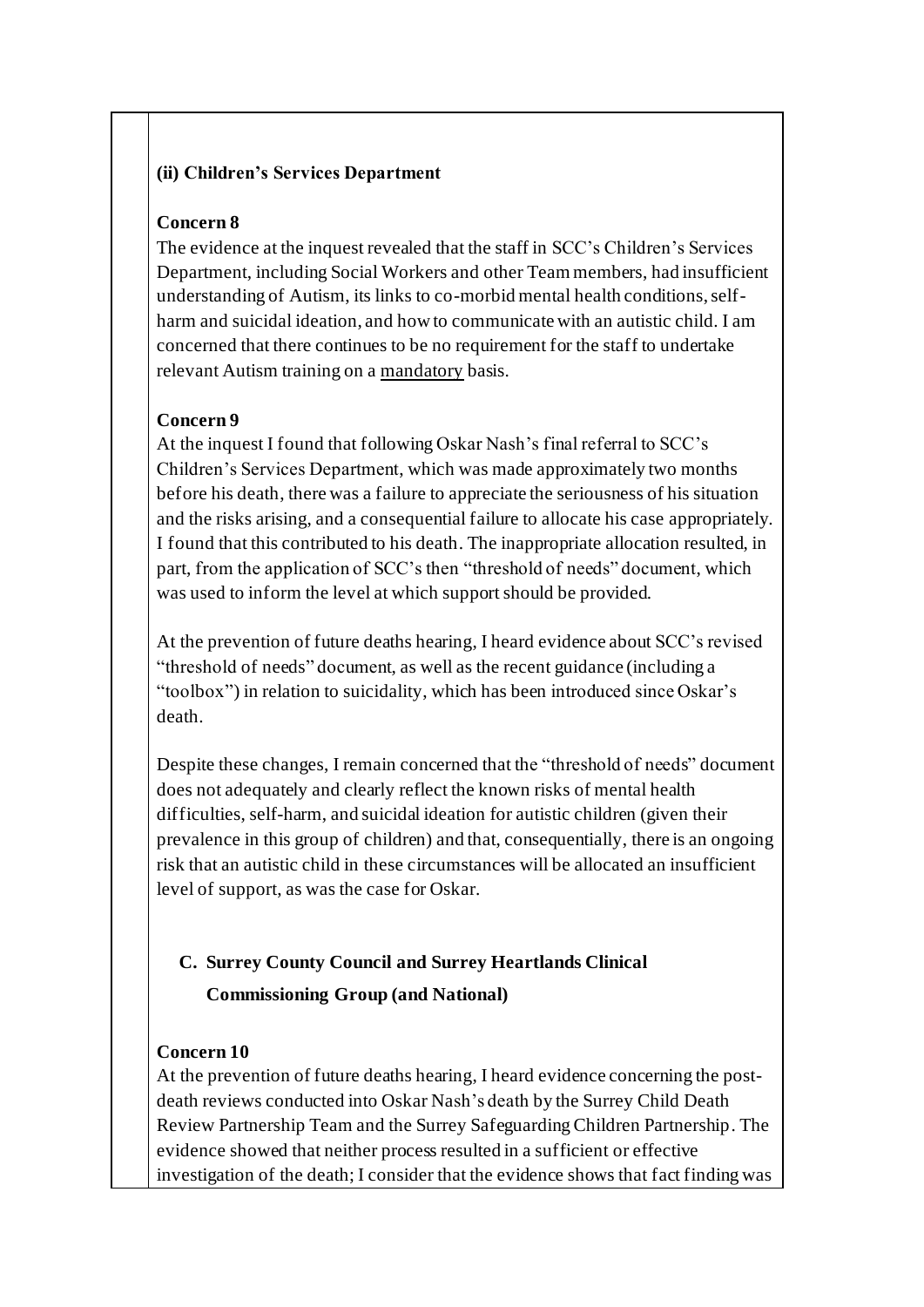**(ii) Children's Services Department**

**Concern 8**

The evidence at the inquest revealed that the staff in SCC's Children's Services Department, including Social Workers and other Team members, had insufficient understanding of Autism, its links to co-morbid mental health conditions, self-harm and suicidal ideation, and how to communicate with an autistic child. I am concerned that there continues to be no requirement for the staff to undertake relevant Autism training on a mandatory basis.

**Concern 9**

At the inquest I found that following Oskar Nash's final referral to SCC's Children's Services Department, which was made approximately two months before his death, there was a failure to appreciate the seriousness of his situation and the risks arising, and a consequential failure to allocate his case appropriately. I found that this contributed to his death. The inappropriate allocation resulted, in part, from the application of SCC's then "threshold of needs" document, which was used to inform the level at which support should be provided.

At the prevention of future deaths hearing, I heard evidence about SCC's revised "threshold of needs" document, as well as the recent guidance (including a "toolbox") in relation to suicidality, which has been introduced since Oskar's death.

Despite these changes, I remain concerned that the "threshold of needs" document does not adequately and clearly reflect the known risks of mental health difficulties, self-harm, and suicidal ideation for autistic children (given their prevalence in this group of children) and that, consequentially, there is an ongoing risk that an autistic child in these circumstances will be allocated an insufficient level of support, as was the case for Oskar.

## C. Surrey County Council and Surrey Heartlands Clinical Commissioning Group (and National)

**Concern 10**

At the prevention of future deaths hearing, I heard evidence concerning the post-death reviews conducted into Oskar Nash's death by the Surrey Child Death Review Partnership Team and the Surrey Safeguarding Children Partnership. The evidence showed that neither process resulted in a sufficient or effective investigation of the death; I consider that the evidence shows that fact finding was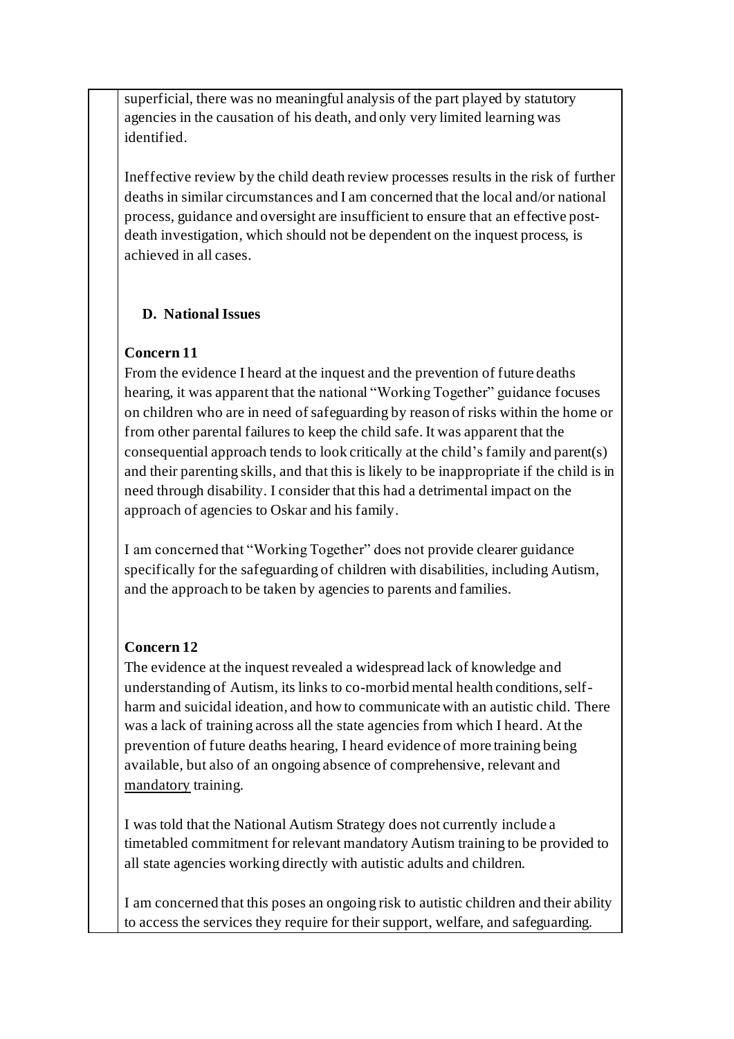superficial, there was no meaningful analysis of the part played by statutory agencies in the causation of his death, and only very limited learning was identified.

Ineffective review by the child death review processes results in the risk of further deaths in similar circumstances and I am concerned that the local and/or national process, guidance and oversight are insufficient to ensure that an effective post-death investigation, which should not be dependent on the inquest process, is achieved in all cases.

**D. National Issues**

**Concern 11**

From the evidence I heard at the inquest and the prevention of future deaths hearing, it was apparent that the national "Working Together" guidance focuses on children who are in need of safeguarding by reason of risks within the home or from other parental failures to keep the child safe. It was apparent that the consequential approach tends to look critically at the child's family and parent(s) and their parenting skills, and that this is likely to be inappropriate if the child is in need through disability. I consider that this had a detrimental impact on the approach of agencies to Oskar and his family.

I am concerned that "Working Together" does not provide clearer guidance specifically for the safeguarding of children with disabilities, including Autism, and the approach to be taken by agencies to parents and families.

**Concern 12**

The evidence at the inquest revealed a widespread lack of knowledge and understanding of Autism, its links to co-morbid mental health conditions, self-harm and suicidal ideation, and how to communicate with an autistic child. There was a lack of training across all the state agencies from which I heard. At the prevention of future deaths hearing, I heard evidence of more training being available, but also of an ongoing absence of comprehensive, relevant and <u>mandatory</u> training.

I was told that the National Autism Strategy does not currently include a timetabled commitment for relevant mandatory Autism training to be provided to all state agencies working directly with autistic adults and children.

I am concerned that this poses an ongoing risk to autistic children and their ability to access the services they require for their support, welfare, and safeguarding.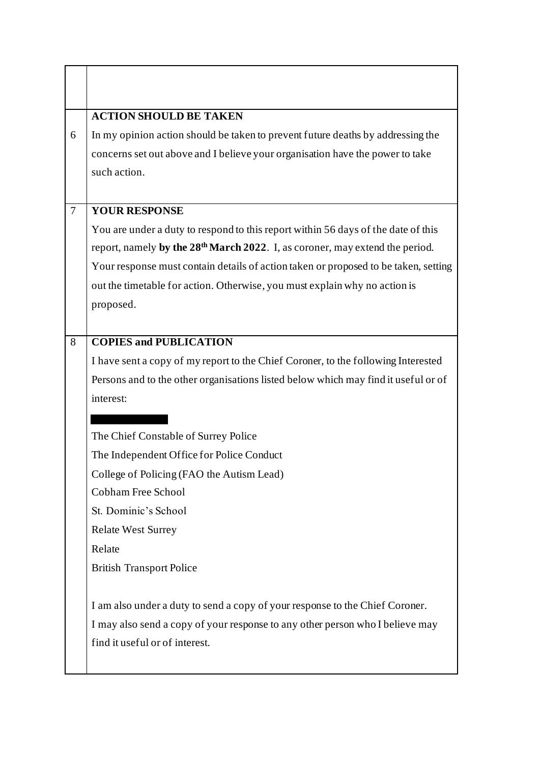| | |
|---|---|
| | |
| 6 | **ACTION SHOULD BE TAKEN**<br>In my opinion action should be taken to prevent future deaths by addressing the concerns set out above and I believe your organisation have the power to take such action. |
| 7 | **YOUR RESPONSE**<br>You are under a duty to respond to this report within 56 days of the date of this report, namely **by the 28th March 2022**. I, as coroner, may extend the period.<br>Your response must contain details of action taken or proposed to be taken, setting out the timetable for action. Otherwise, you must explain why no action is proposed. |
| 8 | **COPIES and PUBLICATION**<br>I have sent a copy of my report to the Chief Coroner, to the following Interested Persons and to the other organisations listed below which may find it useful or of interest:<br>█████████<br>The Chief Constable of Surrey Police<br>The Independent Office for Police Conduct<br>College of Policing (FAO the Autism Lead)<br>Cobham Free School<br>St. Dominic's School<br>Relate West Surrey<br>Relate<br>British Transport Police<br><br>I am also under a duty to send a copy of your response to the Chief Coroner.<br>I may also send a copy of your response to any other person who I believe may find it useful or of interest. |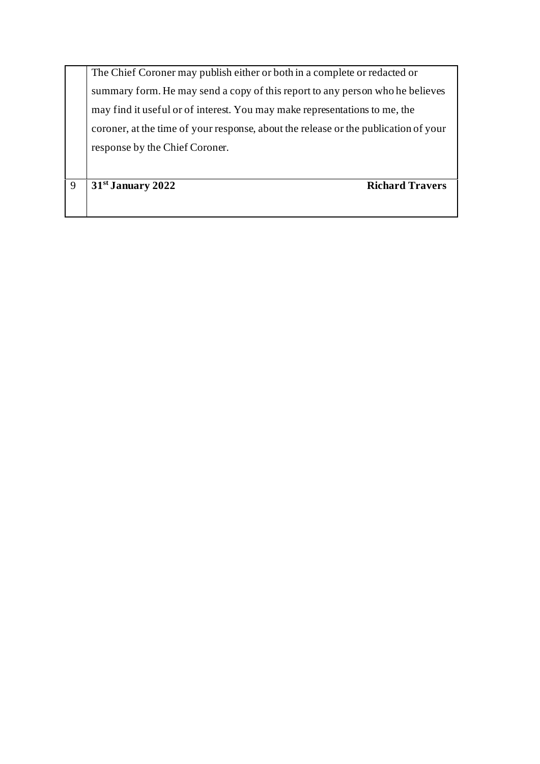| | | |
|---|---|---|
| | The Chief Coroner may publish either or both in a complete or redacted or summary form. He may send a copy of this report to any person who he believes may find it useful or of interest. You may make representations to me, the coroner, at the time of your response, about the release or the publication of your response by the Chief Coroner. | |
| 9 | **31st January 2022** | **Richard Travers** |